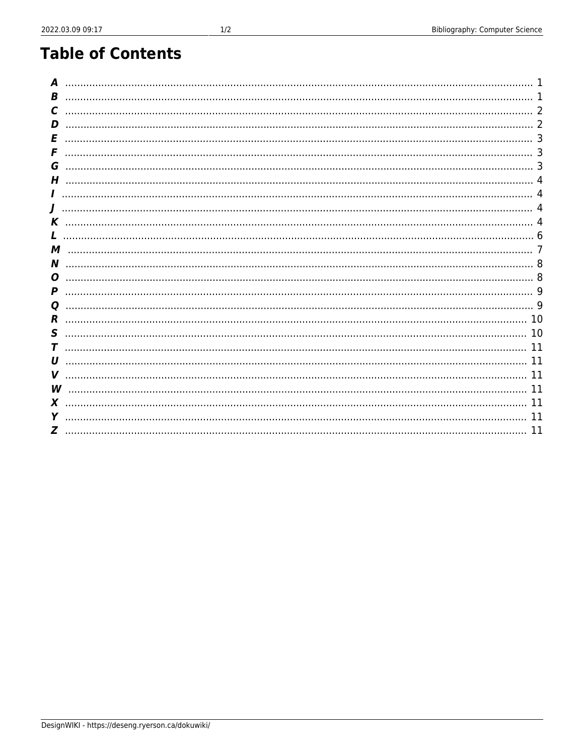# Table of Contents

- *A* ..... 1
- *B* ..... 1
- *C* ..... 2
- *D* ..... 2
- *E* ..... 3
- *F* ..... 3
- *G* ..... 3
- *H* ..... 4
- *I* ..... 4
- *J* ..... 4
- *K* ..... 4
- *L* ..... 6
- *M* ..... 7
- *N* ..... 8
- *O* ..... 8
- *P* ..... 9
- *Q* ..... 9
- *R* ..... 10
- *S* ..... 10
- *T* ..... 11
- *U* ..... 11
- *V* ..... 11
- *W* ..... 11
- *X* ..... 11
- *Y* ..... 11
- *Z* ..... 11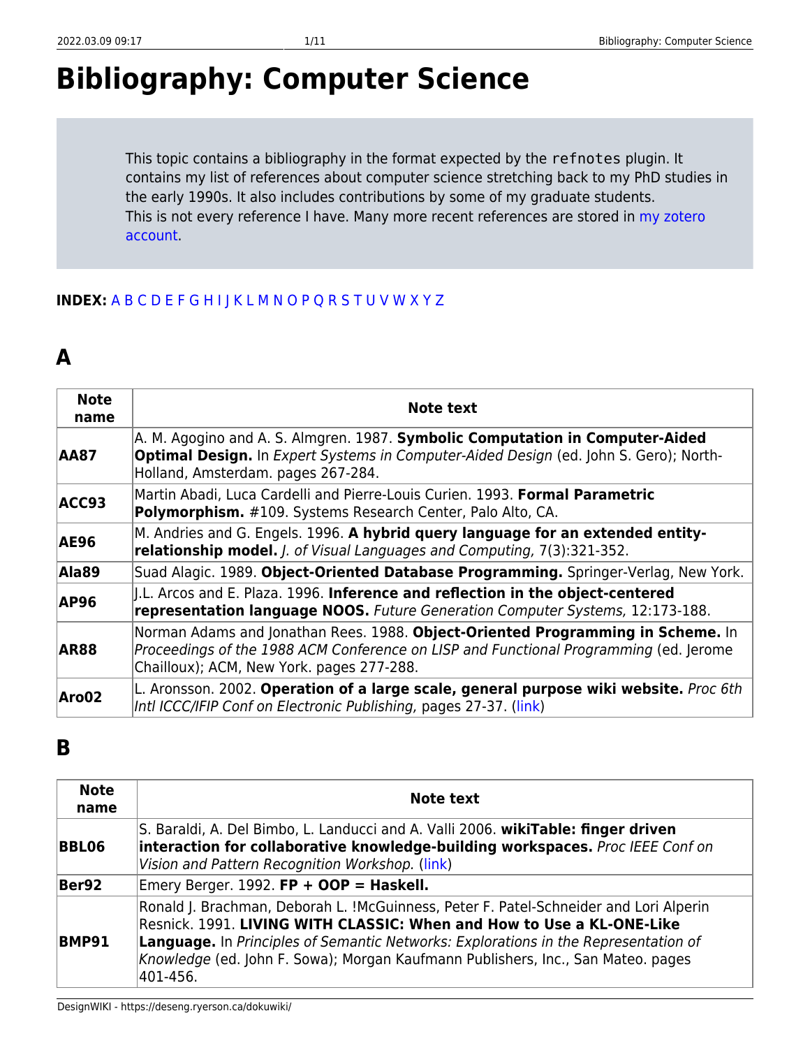# Bibliography: Computer Science

This topic contains a bibliography in the format expected by the `refnotes` plugin. It contains my list of references about computer science stretching back to my PhD studies in the early 1990s. It also includes contributions by some of my graduate students.
This is not every reference I have. Many more recent references are stored in [my zotero account](#).

**INDEX:** A B C D E F G H I J K L M N O P Q R S T U V W X Y Z

## A

| Note name | Note text |
|---|---|
| **AA87** | A. M. Agogino and A. S. Almgren. 1987. **Symbolic Computation in Computer-Aided Optimal Design.** In *Expert Systems in Computer-Aided Design* (ed. John S. Gero); North-Holland, Amsterdam. pages 267-284. |
| **ACC93** | Martin Abadi, Luca Cardelli and Pierre-Louis Curien. 1993. **Formal Parametric Polymorphism.** #109. Systems Research Center, Palo Alto, CA. |
| **AE96** | M. Andries and G. Engels. 1996. **A hybrid query language for an extended entity-relationship model.** *J. of Visual Languages and Computing,* 7(3):321-352. |
| **Ala89** | Suad Alagic. 1989. **Object-Oriented Database Programming.** Springer-Verlag, New York. |
| **AP96** | J.L. Arcos and E. Plaza. 1996. **Inference and reflection in the object-centered representation language NOOS.** *Future Generation Computer Systems,* 12:173-188. |
| **AR88** | Norman Adams and Jonathan Rees. 1988. **Object-Oriented Programming in Scheme.** In *Proceedings of the 1988 ACM Conference on LISP and Functional Programming* (ed. Jerome Chailloux); ACM, New York. pages 277-288. |
| **Aro02** | L. Aronsson. 2002. **Operation of a large scale, general purpose wiki website.** *Proc 6th Intl ICCC/IFIP Conf on Electronic Publishing,* pages 27-37. (link) |

## B

| Note name | Note text |
|---|---|
| **BBL06** | S. Baraldi, A. Del Bimbo, L. Landucci and A. Valli 2006. **wikiTable: finger driven interaction for collaborative knowledge-building workspaces.** *Proc IEEE Conf on Vision and Pattern Recognition Workshop.* (link) |
| **Ber92** | Emery Berger. 1992. **FP + OOP = Haskell.** |
| **BMP91** | Ronald J. Brachman, Deborah L. !McGuinness, Peter F. Patel-Schneider and Lori Alperin Resnick. 1991. **LIVING WITH CLASSIC: When and How to Use a KL-ONE-Like Language.** In *Principles of Semantic Networks: Explorations in the Representation of Knowledge* (ed. John F. Sowa); Morgan Kaufmann Publishers, Inc., San Mateo. pages 401-456. |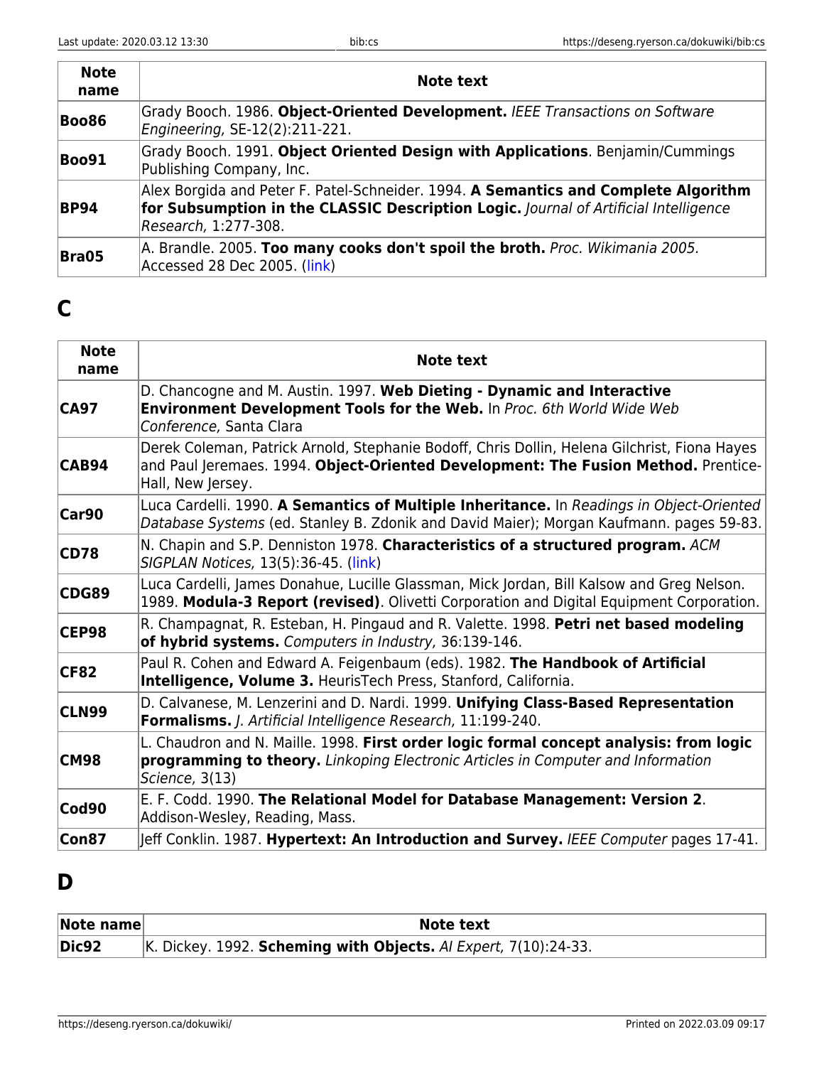| Note name | Note text |
|---|---|
| **Boo86** | Grady Booch. 1986. **Object-Oriented Development.** *IEEE Transactions on Software Engineering,* SE-12(2):211-221. |
| **Boo91** | Grady Booch. 1991. **Object Oriented Design with Applications**. Benjamin/Cummings Publishing Company, Inc. |
| **BP94** | Alex Borgida and Peter F. Patel-Schneider. 1994. **A Semantics and Complete Algorithm for Subsumption in the CLASSIC Description Logic.** *Journal of Artificial Intelligence Research,* 1:277-308. |
| **Bra05** | A. Brandle. 2005. **Too many cooks don't spoil the broth.** *Proc. Wikimania 2005.* Accessed 28 Dec 2005. (link) |

## C

| Note name | Note text |
|---|---|
| **CA97** | D. Chancogne and M. Austin. 1997. **Web Dieting - Dynamic and Interactive Environment Development Tools for the Web.** In *Proc. 6th World Wide Web Conference,* Santa Clara |
| **CAB94** | Derek Coleman, Patrick Arnold, Stephanie Bodoff, Chris Dollin, Helena Gilchrist, Fiona Hayes and Paul Jeremaes. 1994. **Object-Oriented Development: The Fusion Method.** Prentice-Hall, New Jersey. |
| **Car90** | Luca Cardelli. 1990. **A Semantics of Multiple Inheritance.** In *Readings in Object-Oriented Database Systems* (ed. Stanley B. Zdonik and David Maier); Morgan Kaufmann. pages 59-83. |
| **CD78** | N. Chapin and S.P. Denniston 1978. **Characteristics of a structured program.** *ACM SIGPLAN Notices,* 13(5):36-45. (link) |
| **CDG89** | Luca Cardelli, James Donahue, Lucille Glassman, Mick Jordan, Bill Kalsow and Greg Nelson. 1989. **Modula-3 Report (revised)**. Olivetti Corporation and Digital Equipment Corporation. |
| **CEP98** | R. Champagnat, R. Esteban, H. Pingaud and R. Valette. 1998. **Petri net based modeling of hybrid systems.** *Computers in Industry,* 36:139-146. |
| **CF82** | Paul R. Cohen and Edward A. Feigenbaum (eds). 1982. **The Handbook of Artificial Intelligence, Volume 3.** HeurisTech Press, Stanford, California. |
| **CLN99** | D. Calvanese, M. Lenzerini and D. Nardi. 1999. **Unifying Class-Based Representation Formalisms.** *J. Artificial Intelligence Research,* 11:199-240. |
| **CM98** | L. Chaudron and N. Maille. 1998. **First order logic formal concept analysis: from logic programming to theory.** *Linkoping Electronic Articles in Computer and Information Science,* 3(13) |
| **Cod90** | E. F. Codd. 1990. **The Relational Model for Database Management: Version 2**. Addison-Wesley, Reading, Mass. |
| **Con87** | Jeff Conklin. 1987. **Hypertext: An Introduction and Survey.** *IEEE Computer* pages 17-41. |

## D

| Note name | Note text |
|---|---|
| **Dic92** | K. Dickey. 1992. **Scheming with Objects.** *AI Expert,* 7(10):24-33. |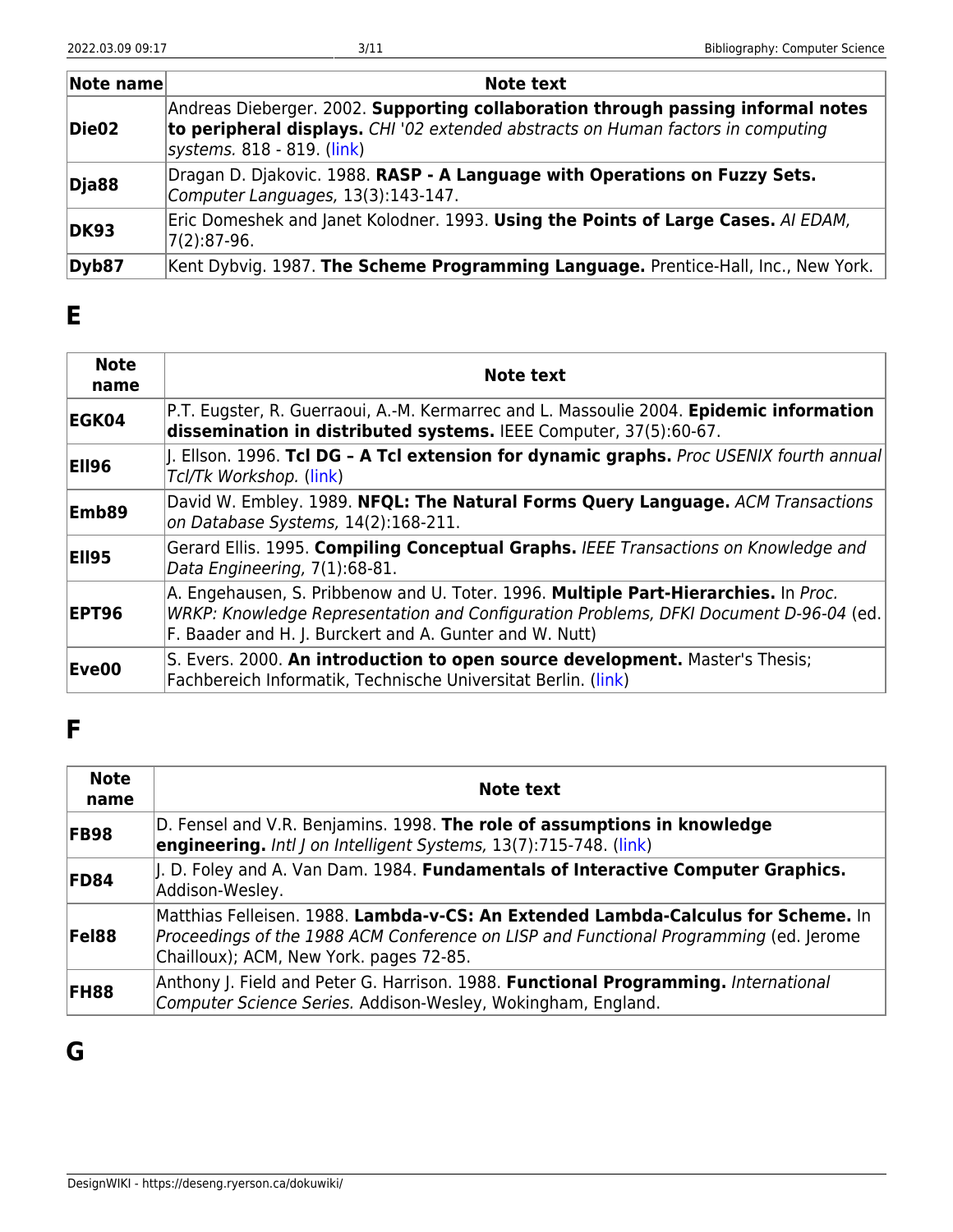| Note name | Note text |
| --- | --- |
| **Die02** | Andreas Dieberger. 2002. **Supporting collaboration through passing informal notes to peripheral displays.** *CHI '02 extended abstracts on Human factors in computing systems.* 818 - 819. (link) |
| **Dja88** | Dragan D. Djakovic. 1988. **RASP - A Language with Operations on Fuzzy Sets.** *Computer Languages,* 13(3):143-147. |
| **DK93** | Eric Domeshek and Janet Kolodner. 1993. **Using the Points of Large Cases.** *AI EDAM,* 7(2):87-96. |
| **Dyb87** | Kent Dybvig. 1987. **The Scheme Programming Language.** Prentice-Hall, Inc., New York. |

# E

| Note name | Note text |
| --- | --- |
| **EGK04** | P.T. Eugster, R. Guerraoui, A.-M. Kermarrec and L. Massoulie 2004. **Epidemic information dissemination in distributed systems.** IEEE Computer, 37(5):60-67. |
| **Ell96** | J. Ellson. 1996. **Tcl DG – A Tcl extension for dynamic graphs.** *Proc USENIX fourth annual Tcl/Tk Workshop.* (link) |
| **Emb89** | David W. Embley. 1989. **NFQL: The Natural Forms Query Language.** *ACM Transactions on Database Systems,* 14(2):168-211. |
| **Ell95** | Gerard Ellis. 1995. **Compiling Conceptual Graphs.** *IEEE Transactions on Knowledge and Data Engineering,* 7(1):68-81. |
| **EPT96** | A. Engehausen, S. Pribbenow and U. Toter. 1996. **Multiple Part-Hierarchies.** In *Proc. WRKP: Knowledge Representation and Configuration Problems, DFKI Document D-96-04* (ed. F. Baader and H. J. Burckert and A. Gunter and W. Nutt) |
| **Eve00** | S. Evers. 2000. **An introduction to open source development.** Master's Thesis; Fachbereich Informatik, Technische Universitat Berlin. (link) |

# F

| Note name | Note text |
| --- | --- |
| **FB98** | D. Fensel and V.R. Benjamins. 1998. **The role of assumptions in knowledge engineering.** *Intl J on Intelligent Systems,* 13(7):715-748. (link) |
| **FD84** | J. D. Foley and A. Van Dam. 1984. **Fundamentals of Interactive Computer Graphics.** Addison-Wesley. |
| **Fel88** | Matthias Felleisen. 1988. **Lambda-v-CS: An Extended Lambda-Calculus for Scheme.** In *Proceedings of the 1988 ACM Conference on LISP and Functional Programming* (ed. Jerome Chailloux); ACM, New York. pages 72-85. |
| **FH88** | Anthony J. Field and Peter G. Harrison. 1988. **Functional Programming.** *International Computer Science Series.* Addison-Wesley, Wokingham, England. |

# G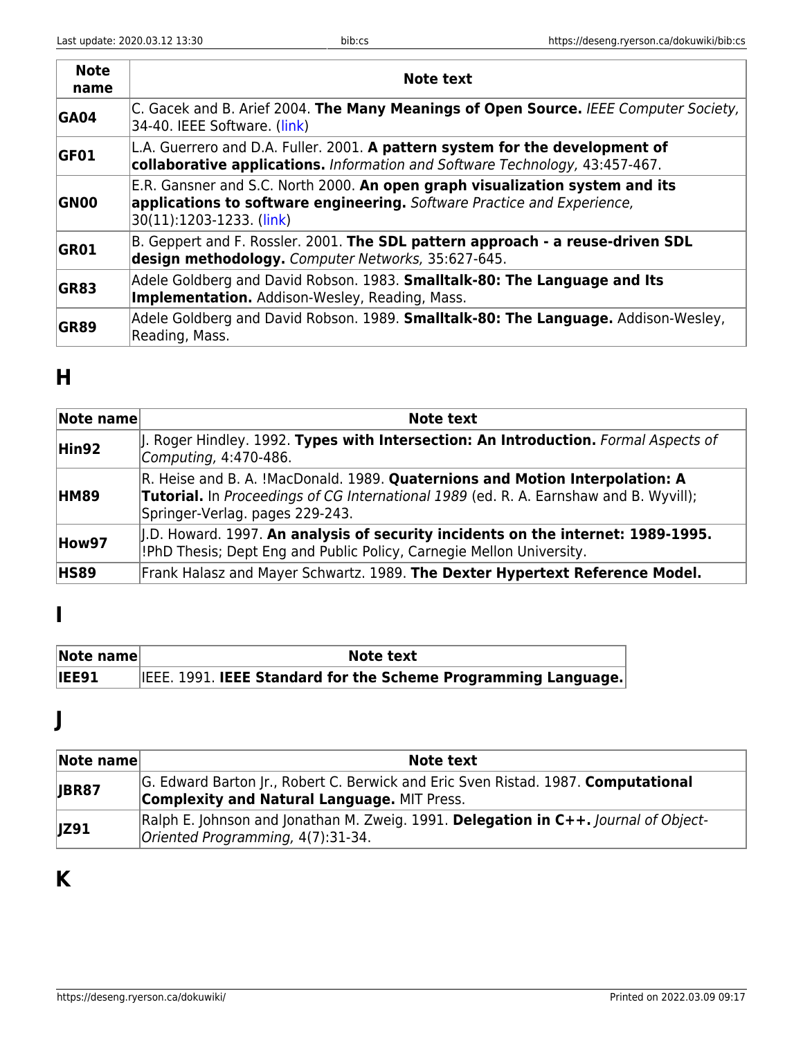| Note name | Note text |
|---|---|
| **GA04** | C. Gacek and B. Arief 2004. **The Many Meanings of Open Source.** *IEEE Computer Society,* 34-40. IEEE Software. (link) |
| **GF01** | L.A. Guerrero and D.A. Fuller. 2001. **A pattern system for the development of collaborative applications.** *Information and Software Technology,* 43:457-467. |
| **GN00** | E.R. Gansner and S.C. North 2000. **An open graph visualization system and its applications to software engineering.** *Software Practice and Experience,* 30(11):1203-1233. (link) |
| **GR01** | B. Geppert and F. Rossler. 2001. **The SDL pattern approach - a reuse-driven SDL design methodology.** *Computer Networks,* 35:627-645. |
| **GR83** | Adele Goldberg and David Robson. 1983. **Smalltalk-80: The Language and Its Implementation.** Addison-Wesley, Reading, Mass. |
| **GR89** | Adele Goldberg and David Robson. 1989. **Smalltalk-80: The Language.** Addison-Wesley, Reading, Mass. |

## H

| Note name | Note text |
|---|---|
| **Hin92** | J. Roger Hindley. 1992. **Types with Intersection: An Introduction.** *Formal Aspects of Computing,* 4:470-486. |
| **HM89** | R. Heise and B. A. !MacDonald. 1989. **Quaternions and Motion Interpolation: A Tutorial.** In *Proceedings of CG International 1989* (ed. R. A. Earnshaw and B. Wyvill); Springer-Verlag. pages 229-243. |
| **How97** | J.D. Howard. 1997. **An analysis of security incidents on the internet: 1989-1995.** !PhD Thesis; Dept Eng and Public Policy, Carnegie Mellon University. |
| **HS89** | Frank Halasz and Mayer Schwartz. 1989. **The Dexter Hypertext Reference Model.** |

## I

| Note name | Note text |
|---|---|
| **IEE91** | IEEE. 1991. **IEEE Standard for the Scheme Programming Language.** |

## J

| Note name | Note text |
|---|---|
| **JBR87** | G. Edward Barton Jr., Robert C. Berwick and Eric Sven Ristad. 1987. **Computational Complexity and Natural Language.** MIT Press. |
| **JZ91** | Ralph E. Johnson and Jonathan M. Zweig. 1991. **Delegation in C++.** *Journal of Object-Oriented Programming,* 4(7):31-34. |

## K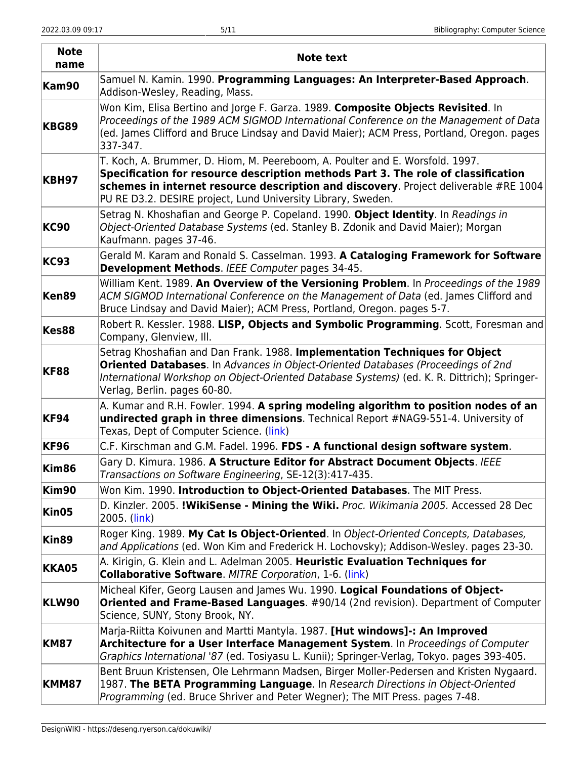| Note name | Note text |
|---|---|
| **Kam90** | Samuel N. Kamin. 1990. **Programming Languages: An Interpreter-Based Approach**. Addison-Wesley, Reading, Mass. |
| **KBG89** | Won Kim, Elisa Bertino and Jorge F. Garza. 1989. **Composite Objects Revisited**. In *Proceedings of the 1989 ACM SIGMOD International Conference on the Management of Data* (ed. James Clifford and Bruce Lindsay and David Maier); ACM Press, Portland, Oregon. pages 337-347. |
| **KBH97** | T. Koch, A. Brummer, D. Hiom, M. Peereboom, A. Poulter and E. Worsfold. 1997. **Specification for resource description methods Part 3. The role of classification schemes in internet resource description and discovery**. Project deliverable #RE 1004 PU RE D3.2. DESIRE project, Lund University Library, Sweden. |
| **KC90** | Setrag N. Khoshafian and George P. Copeland. 1990. **Object Identity**. In *Readings in Object-Oriented Database Systems* (ed. Stanley B. Zdonik and David Maier); Morgan Kaufmann. pages 37-46. |
| **KC93** | Gerald M. Karam and Ronald S. Casselman. 1993. **A Cataloging Framework for Software Development Methods**. *IEEE Computer* pages 34-45. |
| **Ken89** | William Kent. 1989. **An Overview of the Versioning Problem**. In *Proceedings of the 1989 ACM SIGMOD International Conference on the Management of Data* (ed. James Clifford and Bruce Lindsay and David Maier); ACM Press, Portland, Oregon. pages 5-7. |
| **Kes88** | Robert R. Kessler. 1988. **LISP, Objects and Symbolic Programming**. Scott, Foresman and Company, Glenview, Ill. |
| **KF88** | Setrag Khoshafian and Dan Frank. 1988. **Implementation Techniques for Object Oriented Databases**. In *Advances in Object-Oriented Databases (Proceedings of 2nd International Workshop on Object-Oriented Database Systems)* (ed. K. R. Dittrich); Springer-Verlag, Berlin. pages 60-80. |
| **KF94** | A. Kumar and R.H. Fowler. 1994. **A spring modeling algorithm to position nodes of an undirected graph in three dimensions**. Technical Report #NAG9-551-4. University of Texas, Dept of Computer Science. (link) |
| **KF96** | C.F. Kirschman and G.M. Fadel. 1996. **FDS - A functional design software system**. |
| **Kim86** | Gary D. Kimura. 1986. **A Structure Editor for Abstract Document Objects**. *IEEE Transactions on Software Engineering*, SE-12(3):417-435. |
| **Kim90** | Won Kim. 1990. **Introduction to Object-Oriented Databases**. The MIT Press. |
| **Kin05** | D. Kinzler. 2005. **!WikiSense - Mining the Wiki.** *Proc. Wikimania 2005.* Accessed 28 Dec 2005. (link) |
| **Kin89** | Roger King. 1989. **My Cat Is Object-Oriented**. In *Object-Oriented Concepts, Databases, and Applications* (ed. Won Kim and Frederick H. Lochovsky); Addison-Wesley. pages 23-30. |
| **KKA05** | A. Kirigin, G. Klein and L. Adelman 2005. **Heuristic Evaluation Techniques for Collaborative Software**. *MITRE Corporation*, 1-6. (link) |
| **KLW90** | Micheal Kifer, Georg Lausen and James Wu. 1990. **Logical Foundations of Object-Oriented and Frame-Based Languages**. #90/14 (2nd revision). Department of Computer Science, SUNY, Stony Brook, NY. |
| **KM87** | Marja-Riitta Koivunen and Martti Mantyla. 1987. **[Hut windows]-: An Improved Architecture for a User Interface Management System**. In *Proceedings of Computer Graphics International '87* (ed. Tosiyasu L. Kunii); Springer-Verlag, Tokyo. pages 393-405. |
| **KMM87** | Bent Bruun Kristensen, Ole Lehrmann Madsen, Birger Moller-Pedersen and Kristen Nygaard. 1987. **The BETA Programming Language**. In *Research Directions in Object-Oriented Programming* (ed. Bruce Shriver and Peter Wegner); The MIT Press. pages 7-48. |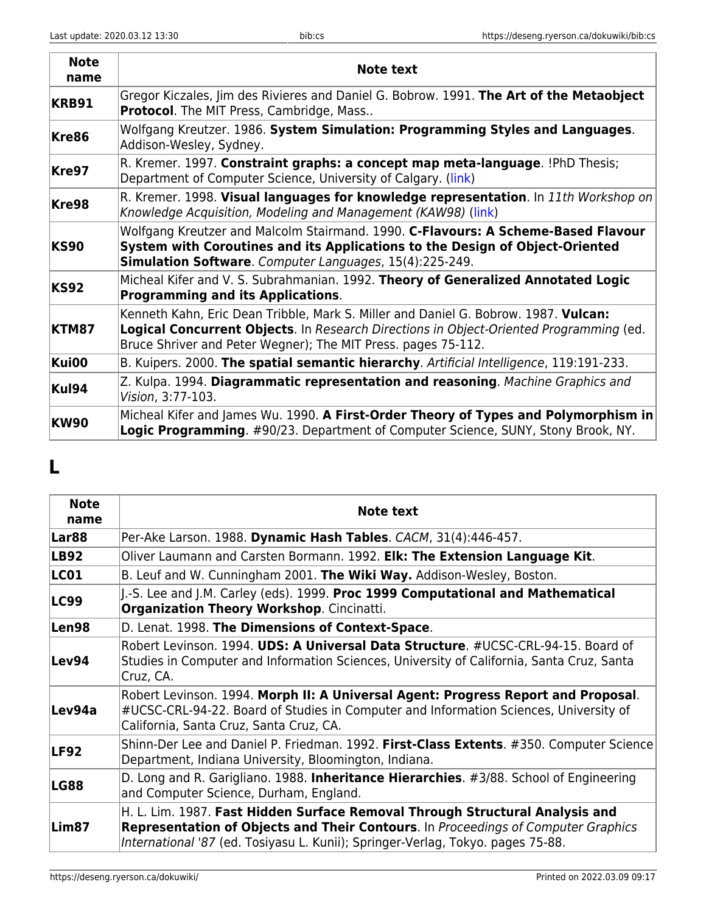| Note name | Note text |
| --- | --- |
| **KRB91** | Gregor Kiczales, Jim des Rivieres and Daniel G. Bobrow. 1991. **The Art of the Metaobject Protocol**. The MIT Press, Cambridge, Mass.. |
| **Kre86** | Wolfgang Kreutzer. 1986. **System Simulation: Programming Styles and Languages**. Addison-Wesley, Sydney. |
| **Kre97** | R. Kremer. 1997. **Constraint graphs: a concept map meta-language**. !PhD Thesis; Department of Computer Science, University of Calgary. (link) |
| **Kre98** | R. Kremer. 1998. **Visual languages for knowledge representation**. In *11th Workshop on Knowledge Acquisition, Modeling and Management (KAW98)* (link) |
| **KS90** | Wolfgang Kreutzer and Malcolm Stairmand. 1990. **C-Flavours: A Scheme-Based Flavour System with Coroutines and its Applications to the Design of Object-Oriented Simulation Software**. *Computer Languages*, 15(4):225-249. |
| **KS92** | Micheal Kifer and V. S. Subrahmanian. 1992. **Theory of Generalized Annotated Logic Programming and its Applications**. |
| **KTM87** | Kenneth Kahn, Eric Dean Tribble, Mark S. Miller and Daniel G. Bobrow. 1987. **Vulcan: Logical Concurrent Objects**. In *Research Directions in Object-Oriented Programming* (ed. Bruce Shriver and Peter Wegner); The MIT Press. pages 75-112. |
| **Kui00** | B. Kuipers. 2000. **The spatial semantic hierarchy**. *Artificial Intelligence*, 119:191-233. |
| **Kul94** | Z. Kulpa. 1994. **Diagrammatic representation and reasoning**. *Machine Graphics and Vision*, 3:77-103. |
| **KW90** | Micheal Kifer and James Wu. 1990. **A First-Order Theory of Types and Polymorphism in Logic Programming**. #90/23. Department of Computer Science, SUNY, Stony Brook, NY. |

## L

| Note name | Note text |
| --- | --- |
| **Lar88** | Per-Ake Larson. 1988. **Dynamic Hash Tables**. *CACM*, 31(4):446-457. |
| **LB92** | Oliver Laumann and Carsten Bormann. 1992. **Elk: The Extension Language Kit**. |
| **LC01** | B. Leuf and W. Cunningham 2001. **The Wiki Way.** Addison-Wesley, Boston. |
| **LC99** | J.-S. Lee and J.M. Carley (eds). 1999. **Proc 1999 Computational and Mathematical Organization Theory Workshop**. Cincinatti. |
| **Len98** | D. Lenat. 1998. **The Dimensions of Context-Space**. |
| **Lev94** | Robert Levinson. 1994. **UDS: A Universal Data Structure**. #UCSC-CRL-94-15. Board of Studies in Computer and Information Sciences, University of California, Santa Cruz, Santa Cruz, CA. |
| **Lev94a** | Robert Levinson. 1994. **Morph II: A Universal Agent: Progress Report and Proposal**. #UCSC-CRL-94-22. Board of Studies in Computer and Information Sciences, University of California, Santa Cruz, Santa Cruz, CA. |
| **LF92** | Shinn-Der Lee and Daniel P. Friedman. 1992. **First-Class Extents**. #350. Computer Science Department, Indiana University, Bloomington, Indiana. |
| **LG88** | D. Long and R. Garigliano. 1988. **Inheritance Hierarchies**. #3/88. School of Engineering and Computer Science, Durham, England. |
| **Lim87** | H. L. Lim. 1987. **Fast Hidden Surface Removal Through Structural Analysis and Representation of Objects and Their Contours**. In *Proceedings of Computer Graphics International '87* (ed. Tosiyasu L. Kunii); Springer-Verlag, Tokyo. pages 75-88. |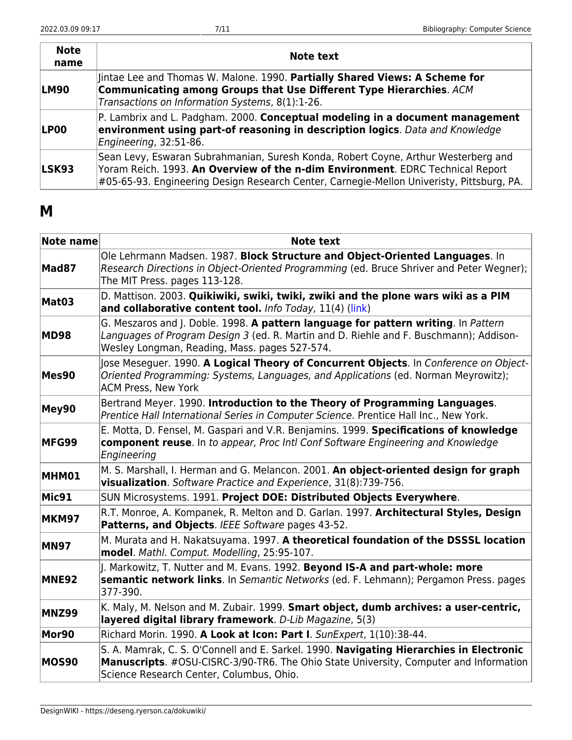| Note name | Note text |
| --- | --- |
| **LM90** | Jintae Lee and Thomas W. Malone. 1990. **Partially Shared Views: A Scheme for Communicating among Groups that Use Different Type Hierarchies**. *ACM Transactions on Information Systems*, 8(1):1-26. |
| **LP00** | P. Lambrix and L. Padgham. 2000. **Conceptual modeling in a document management environment using part-of reasoning in description logics**. *Data and Knowledge Engineering*, 32:51-86. |
| **LSK93** | Sean Levy, Eswaran Subrahmanian, Suresh Konda, Robert Coyne, Arthur Westerberg and Yoram Reich. 1993. **An Overview of the n-dim Environment**. EDRC Technical Report #05-65-93. Engineering Design Research Center, Carnegie-Mellon Univeristy, Pittsburg, PA. |

# M

| Note name | Note text |
| --- | --- |
| **Mad87** | Ole Lehrmann Madsen. 1987. **Block Structure and Object-Oriented Languages**. In *Research Directions in Object-Oriented Programming* (ed. Bruce Shriver and Peter Wegner); The MIT Press. pages 113-128. |
| **Mat03** | D. Mattison. 2003. **Quikiwiki, swiki, twiki, zwiki and the plone wars wiki as a PIM and collaborative content tool.** *Info Today*, 11(4) (link) |
| **MD98** | G. Meszaros and J. Doble. 1998. **A pattern language for pattern writing**. In *Pattern Languages of Program Design 3* (ed. R. Martin and D. Riehle and F. Buschmann); Addison-Wesley Longman, Reading, Mass. pages 527-574. |
| **Mes90** | Jose Meseguer. 1990. **A Logical Theory of Concurrent Objects**. In *Conference on Object-Oriented Programming: Systems, Languages, and Applications* (ed. Norman Meyrowitz); ACM Press, New York |
| **Mey90** | Bertrand Meyer. 1990. **Introduction to the Theory of Programming Languages**. *Prentice Hall International Series in Computer Science*. Prentice Hall Inc., New York. |
| **MFG99** | E. Motta, D. Fensel, M. Gaspari and V.R. Benjamins. 1999. **Specifications of knowledge component reuse**. In *to appear, Proc Intl Conf Software Engineering and Knowledge Engineering* |
| **MHM01** | M. S. Marshall, I. Herman and G. Melancon. 2001. **An object-oriented design for graph visualization**. *Software Practice and Experience*, 31(8):739-756. |
| **Mic91** | SUN Microsystems. 1991. **Project DOE: Distributed Objects Everywhere**. |
| **MKM97** | R.T. Monroe, A. Kompanek, R. Melton and D. Garlan. 1997. **Architectural Styles, Design Patterns, and Objects**. *IEEE Software* pages 43-52. |
| **MN97** | M. Murata and H. Nakatsuyama. 1997. **A theoretical foundation of the DSSSL location model**. *Mathl. Comput. Modelling*, 25:95-107. |
| **MNE92** | J. Markowitz, T. Nutter and M. Evans. 1992. **Beyond IS-A and part-whole: more semantic network links**. In *Semantic Networks* (ed. F. Lehmann); Pergamon Press. pages 377-390. |
| **MNZ99** | K. Maly, M. Nelson and M. Zubair. 1999. **Smart object, dumb archives: a user-centric, layered digital library framework**. *D-Lib Magazine*, 5(3) |
| **Mor90** | Richard Morin. 1990. **A Look at Icon: Part I**. *SunExpert*, 1(10):38-44. |
| **MOS90** | S. A. Mamrak, C. S. O'Connell and E. Sarkel. 1990. **Navigating Hierarchies in Electronic Manuscripts**. #OSU-CISRC-3/90-TR6. The Ohio State University, Computer and Information Science Research Center, Columbus, Ohio. |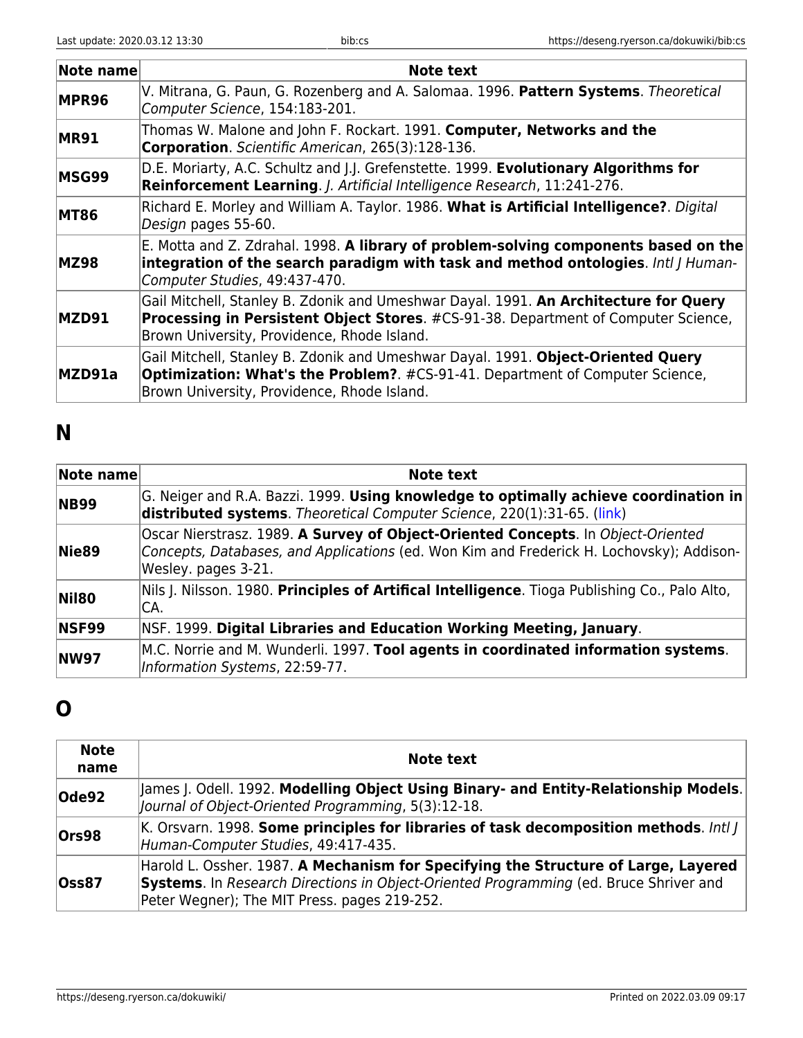| Note name | Note text |
| --- | --- |
| **MPR96** | V. Mitrana, G. Paun, G. Rozenberg and A. Salomaa. 1996. **Pattern Systems**. *Theoretical Computer Science*, 154:183-201. |
| **MR91** | Thomas W. Malone and John F. Rockart. 1991. **Computer, Networks and the Corporation**. *Scientific American*, 265(3):128-136. |
| **MSG99** | D.E. Moriarty, A.C. Schultz and J.J. Grefenstette. 1999. **Evolutionary Algorithms for Reinforcement Learning**. *J. Artificial Intelligence Research*, 11:241-276. |
| **MT86** | Richard E. Morley and William A. Taylor. 1986. **What is Artificial Intelligence?**. *Digital Design* pages 55-60. |
| **MZ98** | E. Motta and Z. Zdrahal. 1998. **A library of problem-solving components based on the integration of the search paradigm with task and method ontologies**. *Intl J Human-Computer Studies*, 49:437-470. |
| **MZD91** | Gail Mitchell, Stanley B. Zdonik and Umeshwar Dayal. 1991. **An Architecture for Query Processing in Persistent Object Stores**. #CS-91-38. Department of Computer Science, Brown University, Providence, Rhode Island. |
| **MZD91a** | Gail Mitchell, Stanley B. Zdonik and Umeshwar Dayal. 1991. **Object-Oriented Query Optimization: What's the Problem?**. #CS-91-41. Department of Computer Science, Brown University, Providence, Rhode Island. |

## N

| Note name | Note text |
| --- | --- |
| **NB99** | G. Neiger and R.A. Bazzi. 1999. **Using knowledge to optimally achieve coordination in distributed systems**. *Theoretical Computer Science*, 220(1):31-65. (link) |
| **Nie89** | Oscar Nierstrasz. 1989. **A Survey of Object-Oriented Concepts**. In *Object-Oriented Concepts, Databases, and Applications* (ed. Won Kim and Frederick H. Lochovsky); Addison-Wesley. pages 3-21. |
| **Nil80** | Nils J. Nilsson. 1980. **Principles of Artifical Intelligence**. Tioga Publishing Co., Palo Alto, CA. |
| **NSF99** | NSF. 1999. **Digital Libraries and Education Working Meeting, January**. |
| **NW97** | M.C. Norrie and M. Wunderli. 1997. **Tool agents in coordinated information systems**. *Information Systems*, 22:59-77. |

## O

| Note name | Note text |
| --- | --- |
| **Ode92** | James J. Odell. 1992. **Modelling Object Using Binary- and Entity-Relationship Models**. *Journal of Object-Oriented Programming*, 5(3):12-18. |
| **Ors98** | K. Orsvarn. 1998. **Some principles for libraries of task decomposition methods**. *Intl J Human-Computer Studies*, 49:417-435. |
| **Oss87** | Harold L. Ossher. 1987. **A Mechanism for Specifying the Structure of Large, Layered Systems**. In *Research Directions in Object-Oriented Programming* (ed. Bruce Shriver and Peter Wegner); The MIT Press. pages 219-252. |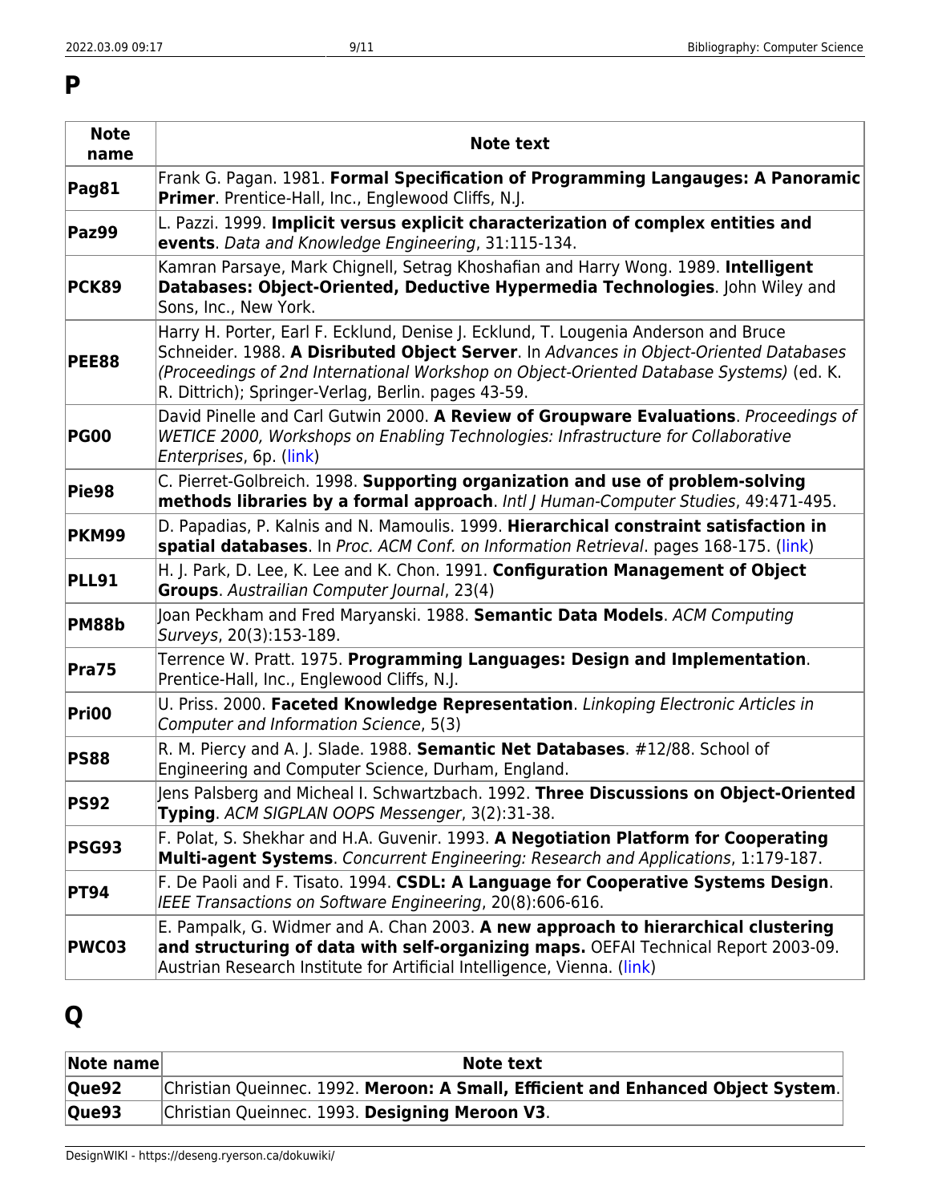# P

| Note name | Note text |
|---|---|
| **Pag81** | Frank G. Pagan. 1981. **Formal Specification of Programming Langauges: A Panoramic Primer**. Prentice-Hall, Inc., Englewood Cliffs, N.J. |
| **Paz99** | L. Pazzi. 1999. **Implicit versus explicit characterization of complex entities and events**. *Data and Knowledge Engineering*, 31:115-134. |
| **PCK89** | Kamran Parsaye, Mark Chignell, Setrag Khoshafian and Harry Wong. 1989. **Intelligent Databases: Object-Oriented, Deductive Hypermedia Technologies**. John Wiley and Sons, Inc., New York. |
| **PEE88** | Harry H. Porter, Earl F. Ecklund, Denise J. Ecklund, T. Lougenia Anderson and Bruce Schneider. 1988. **A Disributed Object Server**. In *Advances in Object-Oriented Databases (Proceedings of 2nd International Workshop on Object-Oriented Database Systems)* (ed. K. R. Dittrich); Springer-Verlag, Berlin. pages 43-59. |
| **PG00** | David Pinelle and Carl Gutwin 2000. **A Review of Groupware Evaluations**. *Proceedings of WETICE 2000, Workshops on Enabling Technologies: Infrastructure for Collaborative Enterprises*, 6p. (link) |
| **Pie98** | C. Pierret-Golbreich. 1998. **Supporting organization and use of problem-solving methods libraries by a formal approach**. *Intl J Human-Computer Studies*, 49:471-495. |
| **PKM99** | D. Papadias, P. Kalnis and N. Mamoulis. 1999. **Hierarchical constraint satisfaction in spatial databases**. In *Proc. ACM Conf. on Information Retrieval*. pages 168-175. (link) |
| **PLL91** | H. J. Park, D. Lee, K. Lee and K. Chon. 1991. **Configuration Management of Object Groups**. *Austrailian Computer Journal*, 23(4) |
| **PM88b** | Joan Peckham and Fred Maryanski. 1988. **Semantic Data Models**. *ACM Computing Surveys*, 20(3):153-189. |
| **Pra75** | Terrence W. Pratt. 1975. **Programming Languages: Design and Implementation**. Prentice-Hall, Inc., Englewood Cliffs, N.J. |
| **Pri00** | U. Priss. 2000. **Faceted Knowledge Representation**. *Linkoping Electronic Articles in Computer and Information Science*, 5(3) |
| **PS88** | R. M. Piercy and A. J. Slade. 1988. **Semantic Net Databases**. #12/88. School of Engineering and Computer Science, Durham, England. |
| **PS92** | Jens Palsberg and Micheal I. Schwartzbach. 1992. **Three Discussions on Object-Oriented Typing**. *ACM SIGPLAN OOPS Messenger*, 3(2):31-38. |
| **PSG93** | F. Polat, S. Shekhar and H.A. Guvenir. 1993. **A Negotiation Platform for Cooperating Multi-agent Systems**. *Concurrent Engineering: Research and Applications*, 1:179-187. |
| **PT94** | F. De Paoli and F. Tisato. 1994. **CSDL: A Language for Cooperative Systems Design**. *IEEE Transactions on Software Engineering*, 20(8):606-616. |
| **PWC03** | E. Pampalk, G. Widmer and A. Chan 2003. **A new approach to hierarchical clustering and structuring of data with self-organizing maps.** OEFAI Technical Report 2003-09. Austrian Research Institute for Artificial Intelligence, Vienna. (link) |

# Q

| Note name | Note text |
|---|---|
| **Que92** | Christian Queinnec. 1992. **Meroon: A Small, Efficient and Enhanced Object System**. |
| **Que93** | Christian Queinnec. 1993. **Designing Meroon V3**. |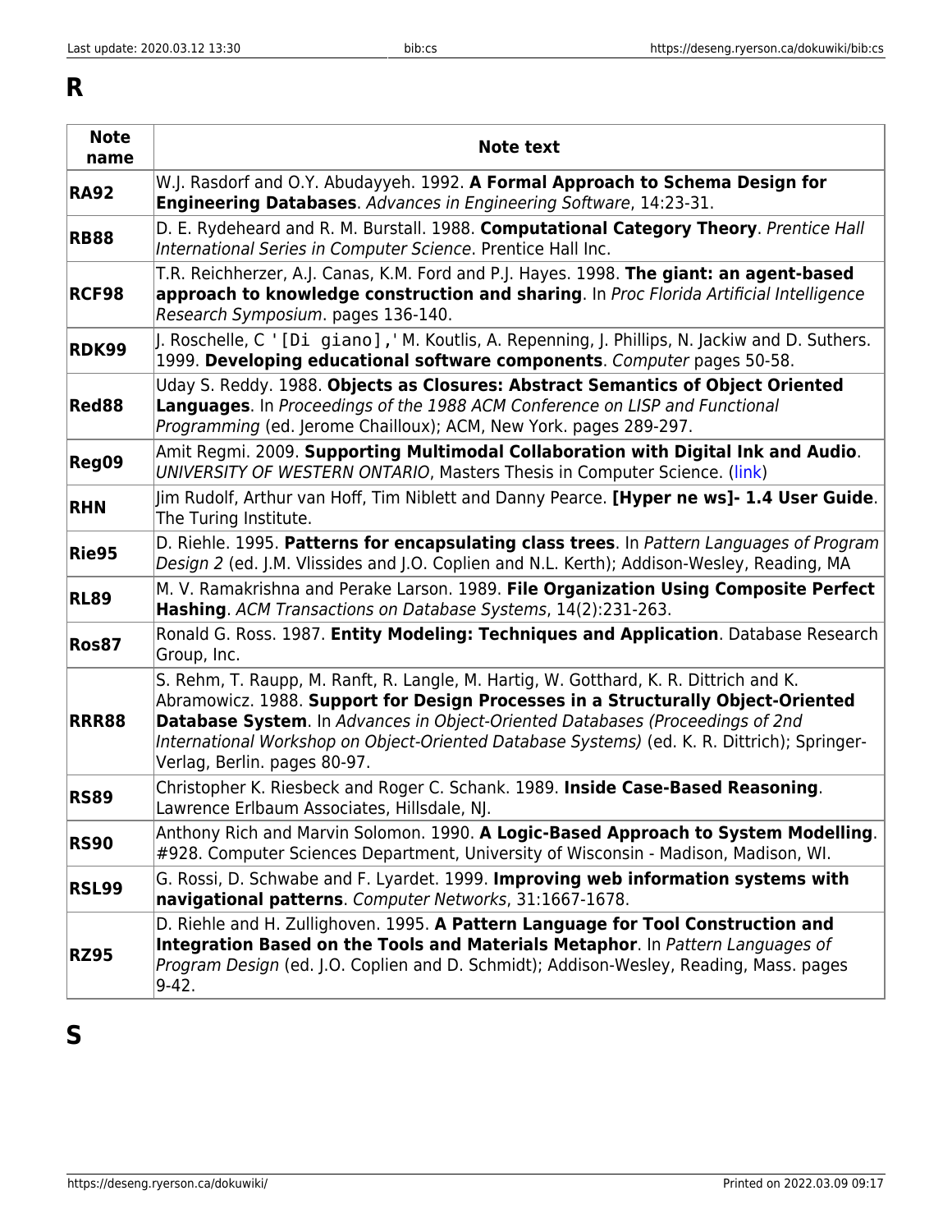# R

| Note name | Note text |
| --- | --- |
| **RA92** | W.J. Rasdorf and O.Y. Abudayyeh. 1992. **A Formal Approach to Schema Design for Engineering Databases**. *Advances in Engineering Software*, 14:23-31. |
| **RB88** | D. E. Rydeheard and R. M. Burstall. 1988. **Computational Category Theory**. *Prentice Hall International Series in Computer Science*. Prentice Hall Inc. |
| **RCF98** | T.R. Reichherzer, A.J. Canas, K.M. Ford and P.J. Hayes. 1998. **The giant: an agent-based approach to knowledge construction and sharing**. In *Proc Florida Artificial Intelligence Research Symposium*. pages 136-140. |
| **RDK99** | J. Roschelle, C `'[Di giano],'` M. Koutlis, A. Repenning, J. Phillips, N. Jackiw and D. Suthers. 1999. **Developing educational software components**. *Computer* pages 50-58. |
| **Red88** | Uday S. Reddy. 1988. **Objects as Closures: Abstract Semantics of Object Oriented Languages**. In *Proceedings of the 1988 ACM Conference on LISP and Functional Programming* (ed. Jerome Chailloux); ACM, New York. pages 289-297. |
| **Reg09** | Amit Regmi. 2009. **Supporting Multimodal Collaboration with Digital Ink and Audio**. *UNIVERSITY OF WESTERN ONTARIO*, Masters Thesis in Computer Science. (link) |
| **RHN** | Jim Rudolf, Arthur van Hoff, Tim Niblett and Danny Pearce. **[Hyper ne ws]- 1.4 User Guide**. The Turing Institute. |
| **Rie95** | D. Riehle. 1995. **Patterns for encapsulating class trees**. In *Pattern Languages of Program Design 2* (ed. J.M. Vlissides and J.O. Coplien and N.L. Kerth); Addison-Wesley, Reading, MA |
| **RL89** | M. V. Ramakrishna and Perake Larson. 1989. **File Organization Using Composite Perfect Hashing**. *ACM Transactions on Database Systems*, 14(2):231-263. |
| **Ros87** | Ronald G. Ross. 1987. **Entity Modeling: Techniques and Application**. Database Research Group, Inc. |
| **RRR88** | S. Rehm, T. Raupp, M. Ranft, R. Langle, M. Hartig, W. Gotthard, K. R. Dittrich and K. Abramowicz. 1988. **Support for Design Processes in a Structurally Object-Oriented Database System**. In *Advances in Object-Oriented Databases (Proceedings of 2nd International Workshop on Object-Oriented Database Systems)* (ed. K. R. Dittrich); Springer-Verlag, Berlin. pages 80-97. |
| **RS89** | Christopher K. Riesbeck and Roger C. Schank. 1989. **Inside Case-Based Reasoning**. Lawrence Erlbaum Associates, Hillsdale, NJ. |
| **RS90** | Anthony Rich and Marvin Solomon. 1990. **A Logic-Based Approach to System Modelling**. #928. Computer Sciences Department, University of Wisconsin - Madison, Madison, WI. |
| **RSL99** | G. Rossi, D. Schwabe and F. Lyardet. 1999. **Improving web information systems with navigational patterns**. *Computer Networks*, 31:1667-1678. |
| **RZ95** | D. Riehle and H. Zullighoven. 1995. **A Pattern Language for Tool Construction and Integration Based on the Tools and Materials Metaphor**. In *Pattern Languages of Program Design* (ed. J.O. Coplien and D. Schmidt); Addison-Wesley, Reading, Mass. pages 9-42. |

# S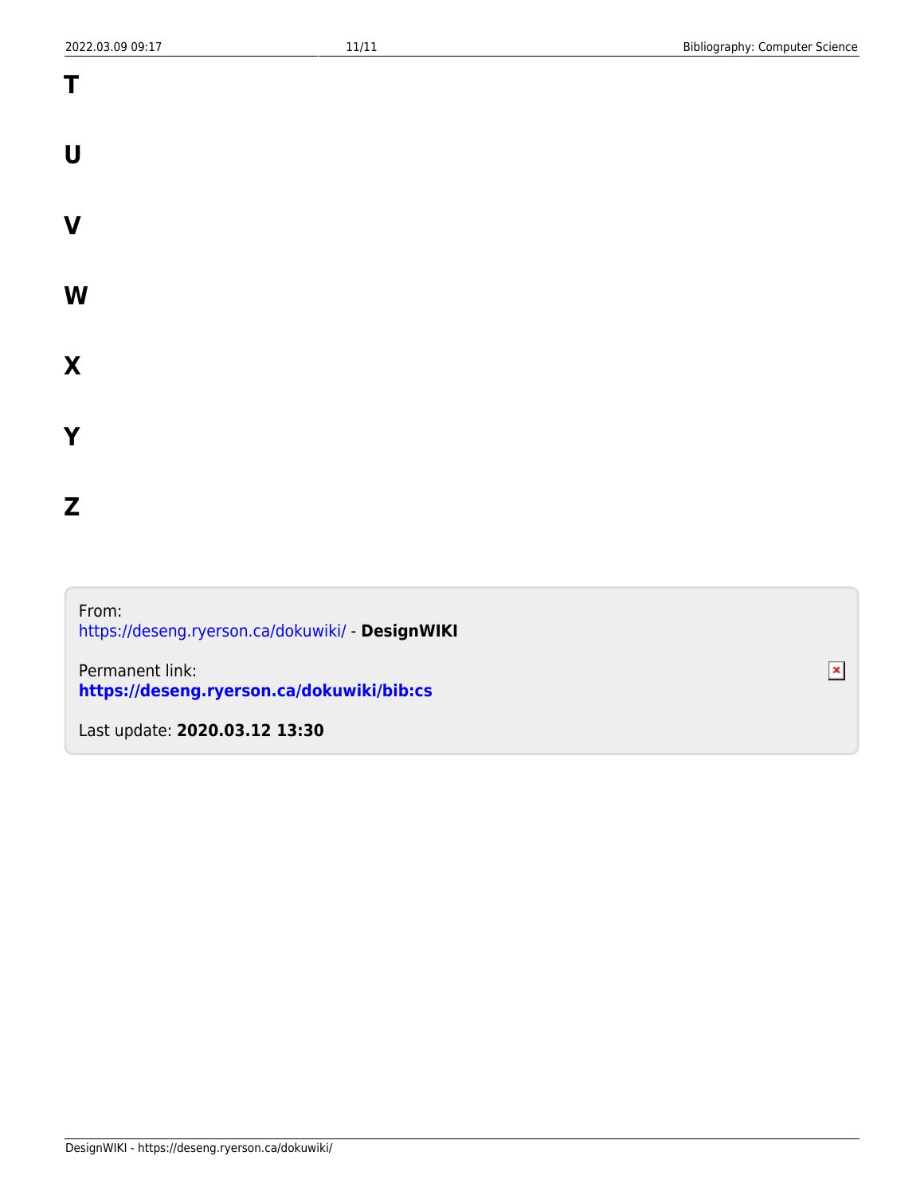## T

## U

## V

## W

## X

## Y

## Z

From:
https://deseng.ryerson.ca/dokuwiki/ - **DesignWIKI**

Permanent link:
**https://deseng.ryerson.ca/dokuwiki/bib:cs**

Last update: **2020.03.12 13:30**